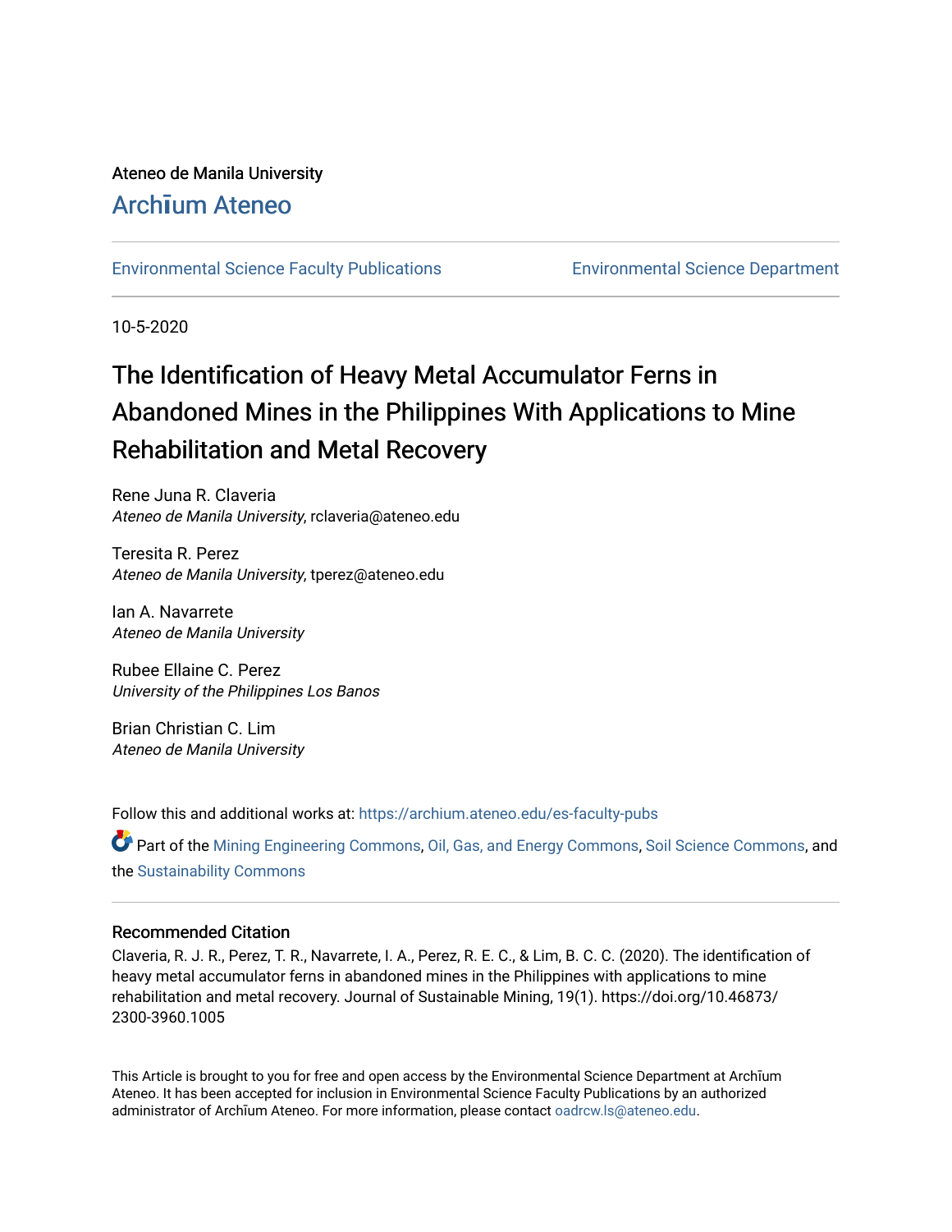Ateneo de Manila University

# Archīum Ateneo

Environmental Science Faculty Publications | Environmental Science Department

10-5-2020

# The Identification of Heavy Metal Accumulator Ferns in Abandoned Mines in the Philippines With Applications to Mine Rehabilitation and Metal Recovery

Rene Juna R. Claveria
*Ateneo de Manila University*, rclaveria@ateneo.edu

Teresita R. Perez
*Ateneo de Manila University*, tperez@ateneo.edu

Ian A. Navarrete
*Ateneo de Manila University*

Rubee Ellaine C. Perez
*University of the Philippines Los Banos*

Brian Christian C. Lim
*Ateneo de Manila University*

Follow this and additional works at: https://archium.ateneo.edu/es-faculty-pubs

Part of the Mining Engineering Commons, Oil, Gas, and Energy Commons, Soil Science Commons, and the Sustainability Commons

## Recommended Citation

Claveria, R. J. R., Perez, T. R., Navarrete, I. A., Perez, R. E. C., & Lim, B. C. C. (2020). The identification of heavy metal accumulator ferns in abandoned mines in the Philippines with applications to mine rehabilitation and metal recovery. Journal of Sustainable Mining, 19(1). https://doi.org/10.46873/2300-3960.1005

This Article is brought to you for free and open access by the Environmental Science Department at Archīum Ateneo. It has been accepted for inclusion in Environmental Science Faculty Publications by an authorized administrator of Archīum Ateneo. For more information, please contact oadrcw.ls@ateneo.edu.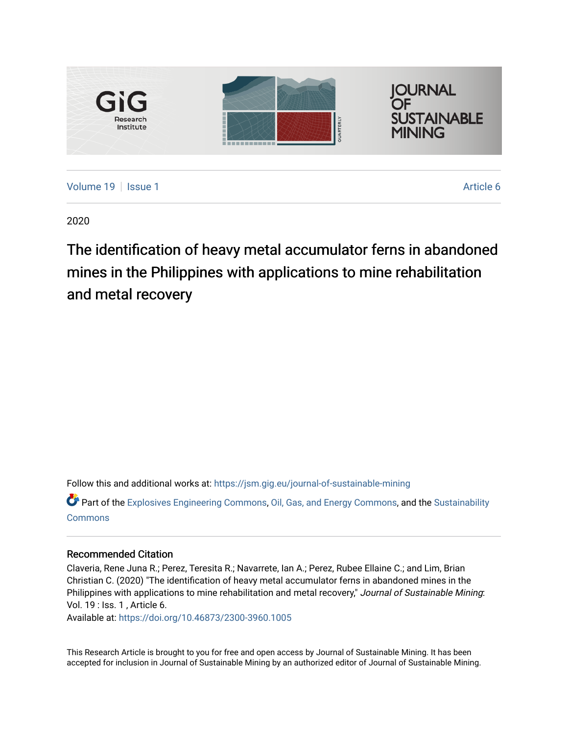# The identification of heavy metal accumulator ferns in abandoned mines in the Philippines with applications to mine rehabilitation and metal recovery

Follow this and additional works at: https://jsm.gig.eu/journal-of-sustainable-mining

Part of the Explosives Engineering Commons, Oil, Gas, and Energy Commons, and the Sustainability Commons

## Recommended Citation

Claveria, Rene Juna R.; Perez, Teresita R.; Navarrete, Ian A.; Perez, Rubee Ellaine C.; and Lim, Brian Christian C. (2020) "The identification of heavy metal accumulator ferns in abandoned mines in the Philippines with applications to mine rehabilitation and metal recovery," *Journal of Sustainable Mining*: Vol. 19 : Iss. 1 , Article 6.

Available at: https://doi.org/10.46873/2300-3960.1005

This Research Article is brought to you for free and open access by Journal of Sustainable Mining. It has been accepted for inclusion in Journal of Sustainable Mining by an authorized editor of Journal of Sustainable Mining.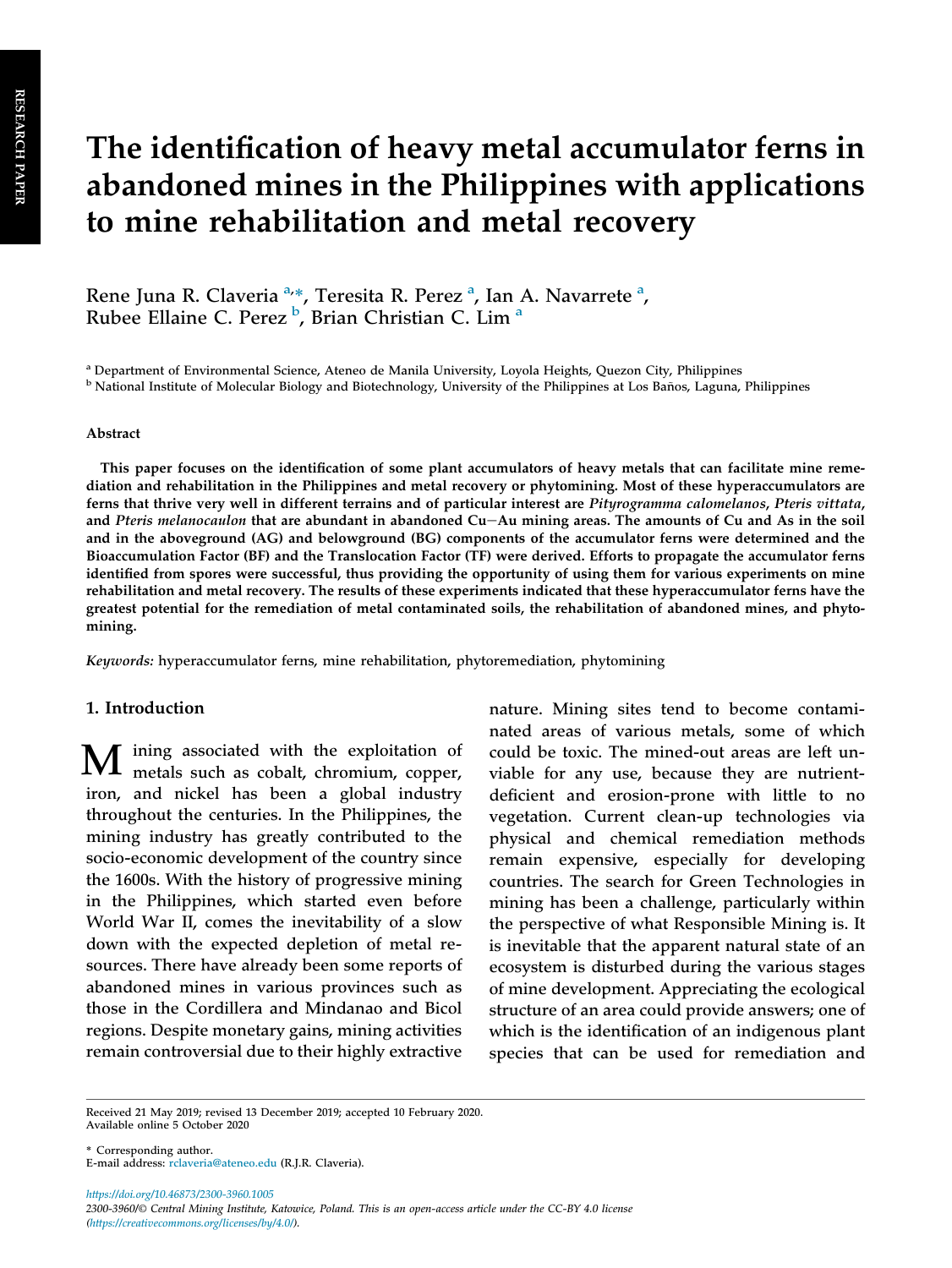# The identification of heavy metal accumulator ferns in abandoned mines in the Philippines with applications to mine rehabilitation and metal recovery

Rene Juna R. Claveria [a,*], Teresita R. Perez [a], Ian A. Navarrete [a], Rubee Ellaine C. Perez [b], Brian Christian C. Lim [a]

[a] Department of Environmental Science, Ateneo de Manila University, Loyola Heights, Quezon City, Philippines
[b] National Institute of Molecular Biology and Biotechnology, University of the Philippines at Los Baños, Laguna, Philippines

### Abstract

**This paper focuses on the identification of some plant accumulators of heavy metals that can facilitate mine remediation and rehabilitation in the Philippines and metal recovery or phytomining. Most of these hyperaccumulators are ferns that thrive very well in different terrains and of particular interest are *Pityrogramma calomelanos*, *Pteris vittata*, and *Pteris melanocaulon* that are abundant in abandoned Cu−Au mining areas. The amounts of Cu and As in the soil and in the aboveground (AG) and belowground (BG) components of the accumulator ferns were determined and the Bioaccumulation Factor (BF) and the Translocation Factor (TF) were derived. Efforts to propagate the accumulator ferns identified from spores were successful, thus providing the opportunity of using them for various experiments on mine rehabilitation and metal recovery. The results of these experiments indicated that these hyperaccumulator ferns have the greatest potential for the remediation of metal contaminated soils, the rehabilitation of abandoned mines, and phytomining.**

*Keywords:* hyperaccumulator ferns, mine rehabilitation, phytoremediation, phytomining

## 1. Introduction

Mining associated with the exploitation of metals such as cobalt, chromium, copper, iron, and nickel has been a global industry throughout the centuries. In the Philippines, the mining industry has greatly contributed to the socio-economic development of the country since the 1600s. With the history of progressive mining in the Philippines, which started even before World War II, comes the inevitability of a slow down with the expected depletion of metal resources. There have already been some reports of abandoned mines in various provinces such as those in the Cordillera and Mindanao and Bicol regions. Despite monetary gains, mining activities remain controversial due to their highly extractive nature. Mining sites tend to become contaminated areas of various metals, some of which could be toxic. The mined-out areas are left unviable for any use, because they are nutrient-deficient and erosion-prone with little to no vegetation. Current clean-up technologies via physical and chemical remediation methods remain expensive, especially for developing countries. The search for Green Technologies in mining has been a challenge, particularly within the perspective of what Responsible Mining is. It is inevitable that the apparent natural state of an ecosystem is disturbed during the various stages of mine development. Appreciating the ecological structure of an area could provide answers; one of which is the identification of an indigenous plant species that can be used for remediation and

Received 21 May 2019; revised 13 December 2019; accepted 10 February 2020.
Available online 5 October 2020

\* Corresponding author.
E-mail address: rclaveria@ateneo.edu (R.J.R. Claveria).

https://doi.org/10.46873/2300-3960.1005
2300-3960/© Central Mining Institute, Katowice, Poland. This is an open-access article under the CC-BY 4.0 license (https://creativecommons.org/licenses/by/4.0/).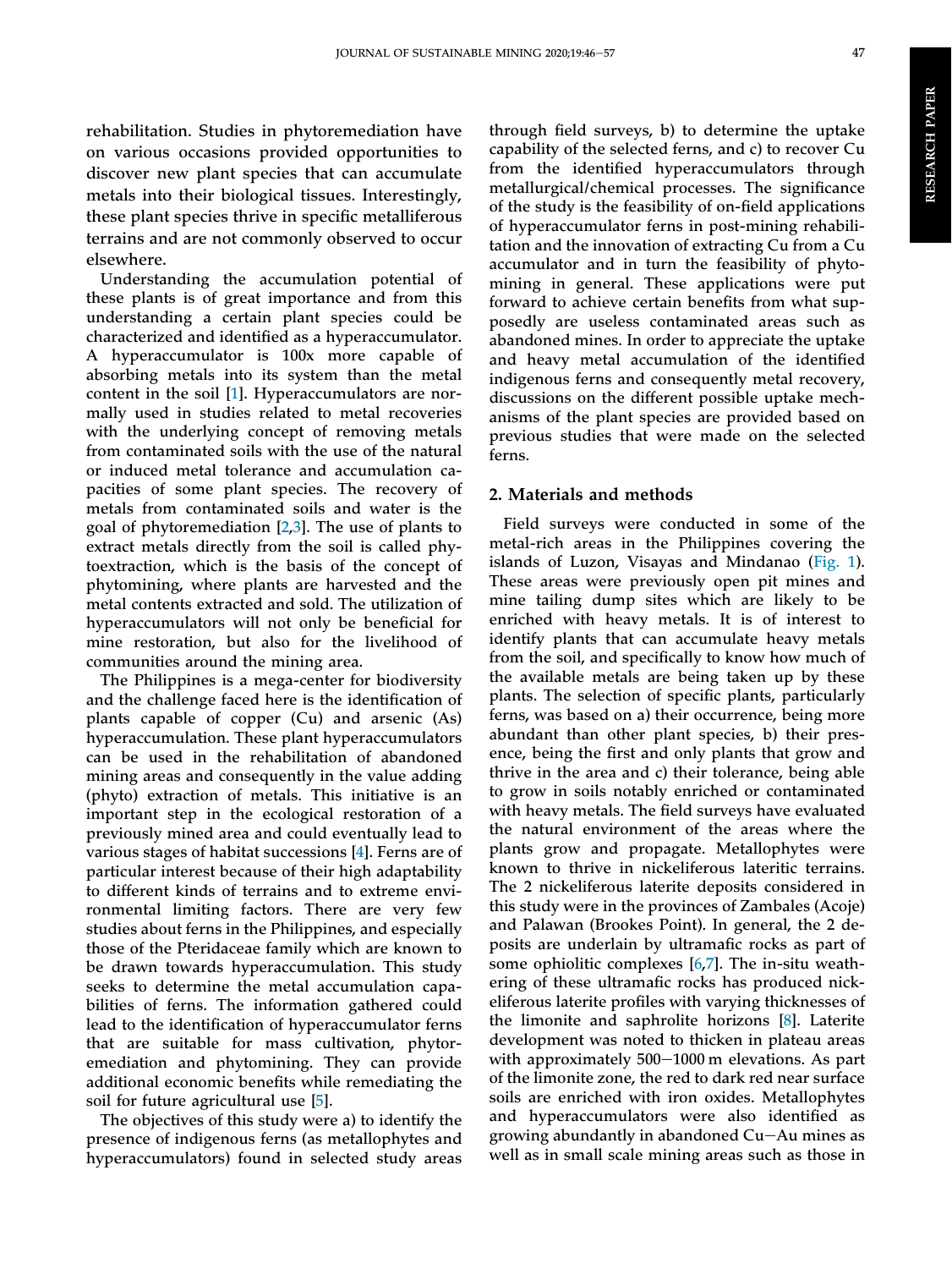rehabilitation. Studies in phytoremediation have on various occasions provided opportunities to discover new plant species that can accumulate metals into their biological tissues. Interestingly, these plant species thrive in specific metalliferous terrains and are not commonly observed to occur elsewhere.

Understanding the accumulation potential of these plants is of great importance and from this understanding a certain plant species could be characterized and identified as a hyperaccumulator. A hyperaccumulator is 100x more capable of absorbing metals into its system than the metal content in the soil [1]. Hyperaccumulators are normally used in studies related to metal recoveries with the underlying concept of removing metals from contaminated soils with the use of the natural or induced metal tolerance and accumulation capacities of some plant species. The recovery of metals from contaminated soils and water is the goal of phytoremediation [2,3]. The use of plants to extract metals directly from the soil is called phytoextraction, which is the basis of the concept of phytomining, where plants are harvested and the metal contents extracted and sold. The utilization of hyperaccumulators will not only be beneficial for mine restoration, but also for the livelihood of communities around the mining area.

The Philippines is a mega-center for biodiversity and the challenge faced here is the identification of plants capable of copper (Cu) and arsenic (As) hyperaccumulation. These plant hyperaccumulators can be used in the rehabilitation of abandoned mining areas and consequently in the value adding (phyto) extraction of metals. This initiative is an important step in the ecological restoration of a previously mined area and could eventually lead to various stages of habitat successions [4]. Ferns are of particular interest because of their high adaptability to different kinds of terrains and to extreme environmental limiting factors. There are very few studies about ferns in the Philippines, and especially those of the Pteridaceae family which are known to be drawn towards hyperaccumulation. This study seeks to determine the metal accumulation capabilities of ferns. The information gathered could lead to the identification of hyperaccumulator ferns that are suitable for mass cultivation, phytoremediation and phytomining. They can provide additional economic benefits while remediating the soil for future agricultural use [5].

The objectives of this study were a) to identify the presence of indigenous ferns (as metallophytes and hyperaccumulators) found in selected study areas through field surveys, b) to determine the uptake capability of the selected ferns, and c) to recover Cu from the identified hyperaccumulators through metallurgical/chemical processes. The significance of the study is the feasibility of on-field applications of hyperaccumulator ferns in post-mining rehabilitation and the innovation of extracting Cu from a Cu accumulator and in turn the feasibility of phytomining in general. These applications were put forward to achieve certain benefits from what supposedly are useless contaminated areas such as abandoned mines. In order to appreciate the uptake and heavy metal accumulation of the identified indigenous ferns and consequently metal recovery, discussions on the different possible uptake mechanisms of the plant species are provided based on previous studies that were made on the selected ferns.

## 2. Materials and methods

Field surveys were conducted in some of the metal-rich areas in the Philippines covering the islands of Luzon, Visayas and Mindanao (Fig. 1). These areas were previously open pit mines and mine tailing dump sites which are likely to be enriched with heavy metals. It is of interest to identify plants that can accumulate heavy metals from the soil, and specifically to know how much of the available metals are being taken up by these plants. The selection of specific plants, particularly ferns, was based on a) their occurrence, being more abundant than other plant species, b) their presence, being the first and only plants that grow and thrive in the area and c) their tolerance, being able to grow in soils notably enriched or contaminated with heavy metals. The field surveys have evaluated the natural environment of the areas where the plants grow and propagate. Metallophytes were known to thrive in nickeliferous lateritic terrains. The 2 nickeliferous laterite deposits considered in this study were in the provinces of Zambales (Acoje) and Palawan (Brookes Point). In general, the 2 deposits are underlain by ultramafic rocks as part of some ophiolitic complexes [6,7]. The in-situ weathering of these ultramafic rocks has produced nickeliferous laterite profiles with varying thicknesses of the limonite and saphrolite horizons [8]. Laterite development was noted to thicken in plateau areas with approximately 500−1000 m elevations. As part of the limonite zone, the red to dark red near surface soils are enriched with iron oxides. Metallophytes and hyperaccumulators were also identified as growing abundantly in abandoned Cu−Au mines as well as in small scale mining areas such as those in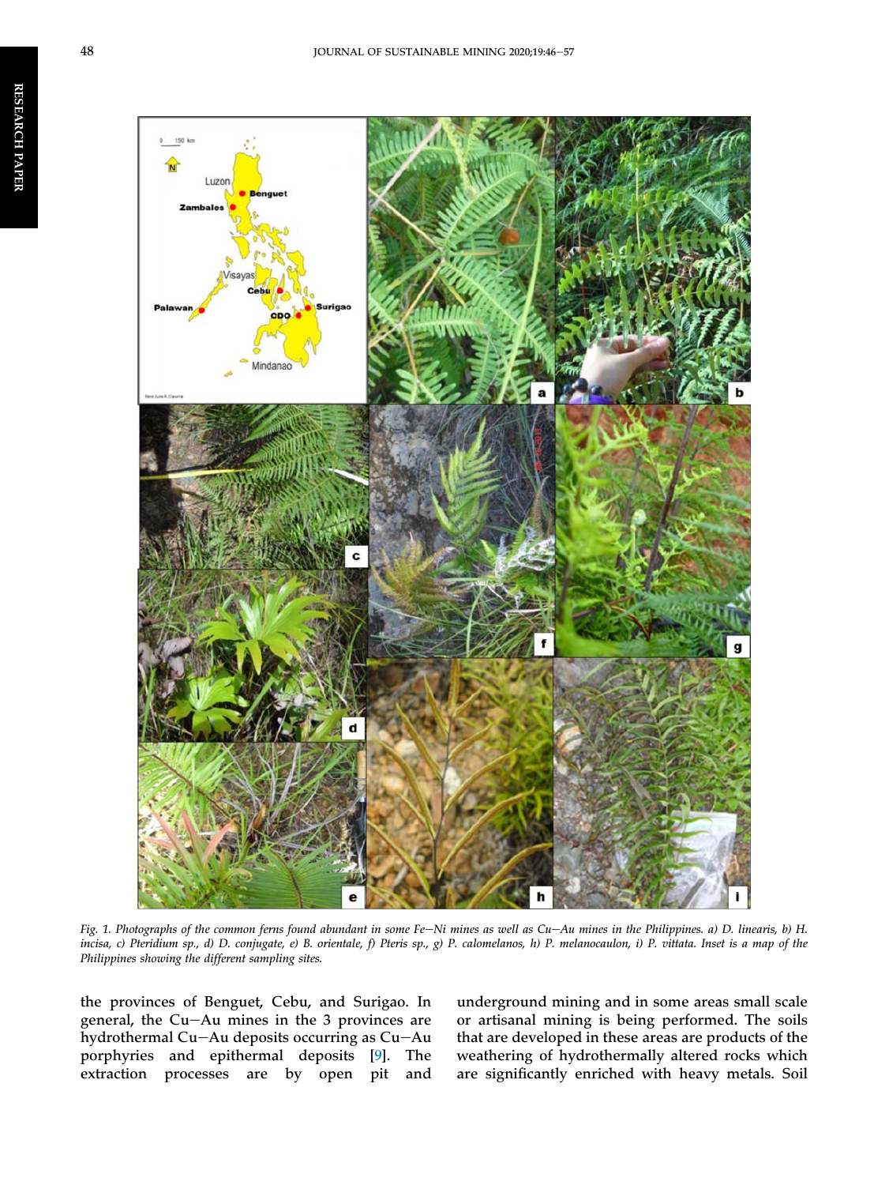Fig. 1. Photographs of the common ferns found abundant in some Fe–Ni mines as well as Cu–Au mines in the Philippines. a) D. linearis, b) H. incisa, c) Pteridium sp., d) D. conjugate, e) B. orientale, f) Pteris sp., g) P. calomelanos, h) P. melanocaulon, i) P. vittata. Inset is a map of the Philippines showing the different sampling sites.

the provinces of Benguet, Cebu, and Surigao. In general, the Cu–Au mines in the 3 provinces are hydrothermal Cu–Au deposits occurring as Cu–Au porphyries and epithermal deposits [9]. The extraction processes are by open pit and underground mining and in some areas small scale or artisanal mining is being performed. The soils that are developed in these areas are products of the weathering of hydrothermally altered rocks which are significantly enriched with heavy metals. Soil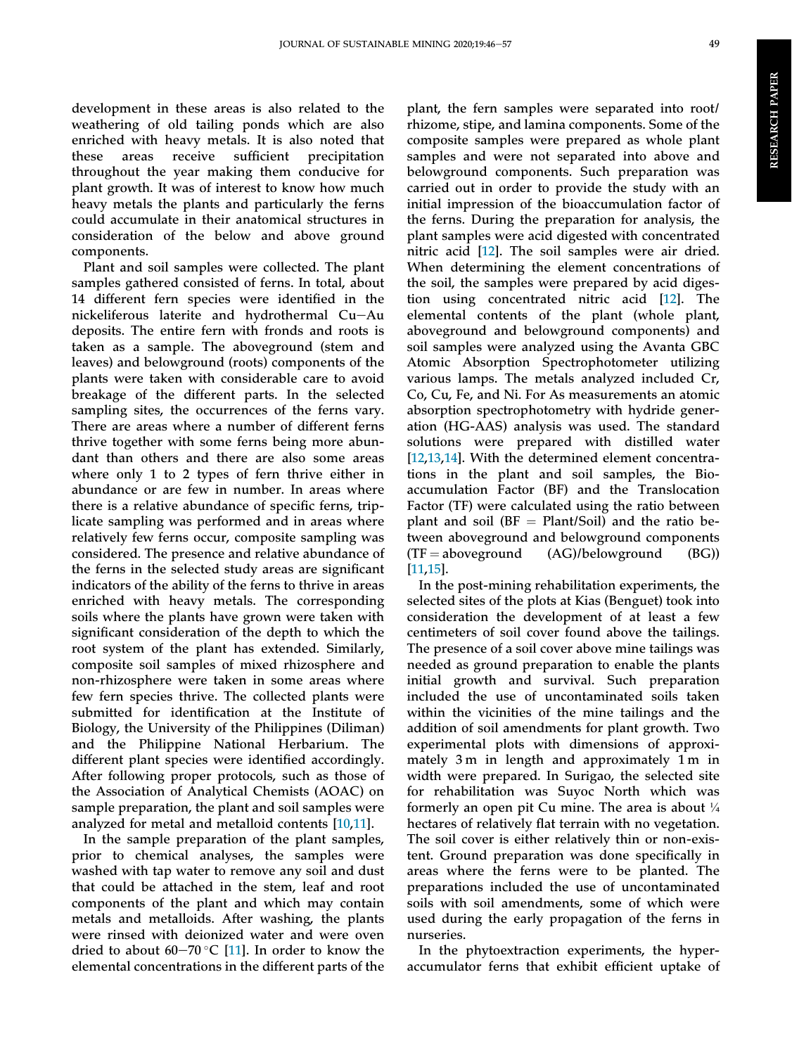development in these areas is also related to the weathering of old tailing ponds which are also enriched with heavy metals. It is also noted that these areas receive sufficient precipitation throughout the year making them conducive for plant growth. It was of interest to know how much heavy metals the plants and particularly the ferns could accumulate in their anatomical structures in consideration of the below and above ground components.

Plant and soil samples were collected. The plant samples gathered consisted of ferns. In total, about 14 different fern species were identified in the nickeliferous laterite and hydrothermal Cu–Au deposits. The entire fern with fronds and roots is taken as a sample. The aboveground (stem and leaves) and belowground (roots) components of the plants were taken with considerable care to avoid breakage of the different parts. In the selected sampling sites, the occurrences of the ferns vary. There are areas where a number of different ferns thrive together with some ferns being more abundant than others and there are also some areas where only 1 to 2 types of fern thrive either in abundance or are few in number. In areas where there is a relative abundance of specific ferns, triplicate sampling was performed and in areas where relatively few ferns occur, composite sampling was considered. The presence and relative abundance of the ferns in the selected study areas are significant indicators of the ability of the ferns to thrive in areas enriched with heavy metals. The corresponding soils where the plants have grown were taken with significant consideration of the depth to which the root system of the plant has extended. Similarly, composite soil samples of mixed rhizosphere and non-rhizosphere were taken in some areas where few fern species thrive. The collected plants were submitted for identification at the Institute of Biology, the University of the Philippines (Diliman) and the Philippine National Herbarium. The different plant species were identified accordingly. After following proper protocols, such as those of the Association of Analytical Chemists (AOAC) on sample preparation, the plant and soil samples were analyzed for metal and metalloid contents [10,11].

In the sample preparation of the plant samples, prior to chemical analyses, the samples were washed with tap water to remove any soil and dust that could be attached in the stem, leaf and root components of the plant and which may contain metals and metalloids. After washing, the plants were rinsed with deionized water and were oven dried to about 60–70 °C [11]. In order to know the elemental concentrations in the different parts of the plant, the fern samples were separated into root/rhizome, stipe, and lamina components. Some of the composite samples were prepared as whole plant samples and were not separated into above and belowground components. Such preparation was carried out in order to provide the study with an initial impression of the bioaccumulation factor of the ferns. During the preparation for analysis, the plant samples were acid digested with concentrated nitric acid [12]. The soil samples were air dried. When determining the element concentrations of the soil, the samples were prepared by acid digestion using concentrated nitric acid [12]. The elemental contents of the plant (whole plant, aboveground and belowground components) and soil samples were analyzed using the Avanta GBC Atomic Absorption Spectrophotometer utilizing various lamps. The metals analyzed included Cr, Co, Cu, Fe, and Ni. For As measurements an atomic absorption spectrophotometry with hydride generation (HG-AAS) analysis was used. The standard solutions were prepared with distilled water [12,13,14]. With the determined element concentrations in the plant and soil samples, the Bioaccumulation Factor (BF) and the Translocation Factor (TF) were calculated using the ratio between plant and soil (BF = Plant/Soil) and the ratio between aboveground and belowground components (TF = aboveground (AG)/belowground (BG)) [11,15].

In the post-mining rehabilitation experiments, the selected sites of the plots at Kias (Benguet) took into consideration the development of at least a few centimeters of soil cover found above the tailings. The presence of a soil cover above mine tailings was needed as ground preparation to enable the plants initial growth and survival. Such preparation included the use of uncontaminated soils taken within the vicinities of the mine tailings and the addition of soil amendments for plant growth. Two experimental plots with dimensions of approximately 3 m in length and approximately 1 m in width were prepared. In Surigao, the selected site for rehabilitation was Suyoc North which was formerly an open pit Cu mine. The area is about ¼ hectares of relatively flat terrain with no vegetation. The soil cover is either relatively thin or non-existent. Ground preparation was done specifically in areas where the ferns were to be planted. The preparations included the use of uncontaminated soils with soil amendments, some of which were used during the early propagation of the ferns in nurseries.

In the phytoextraction experiments, the hyperaccumulator ferns that exhibit efficient uptake of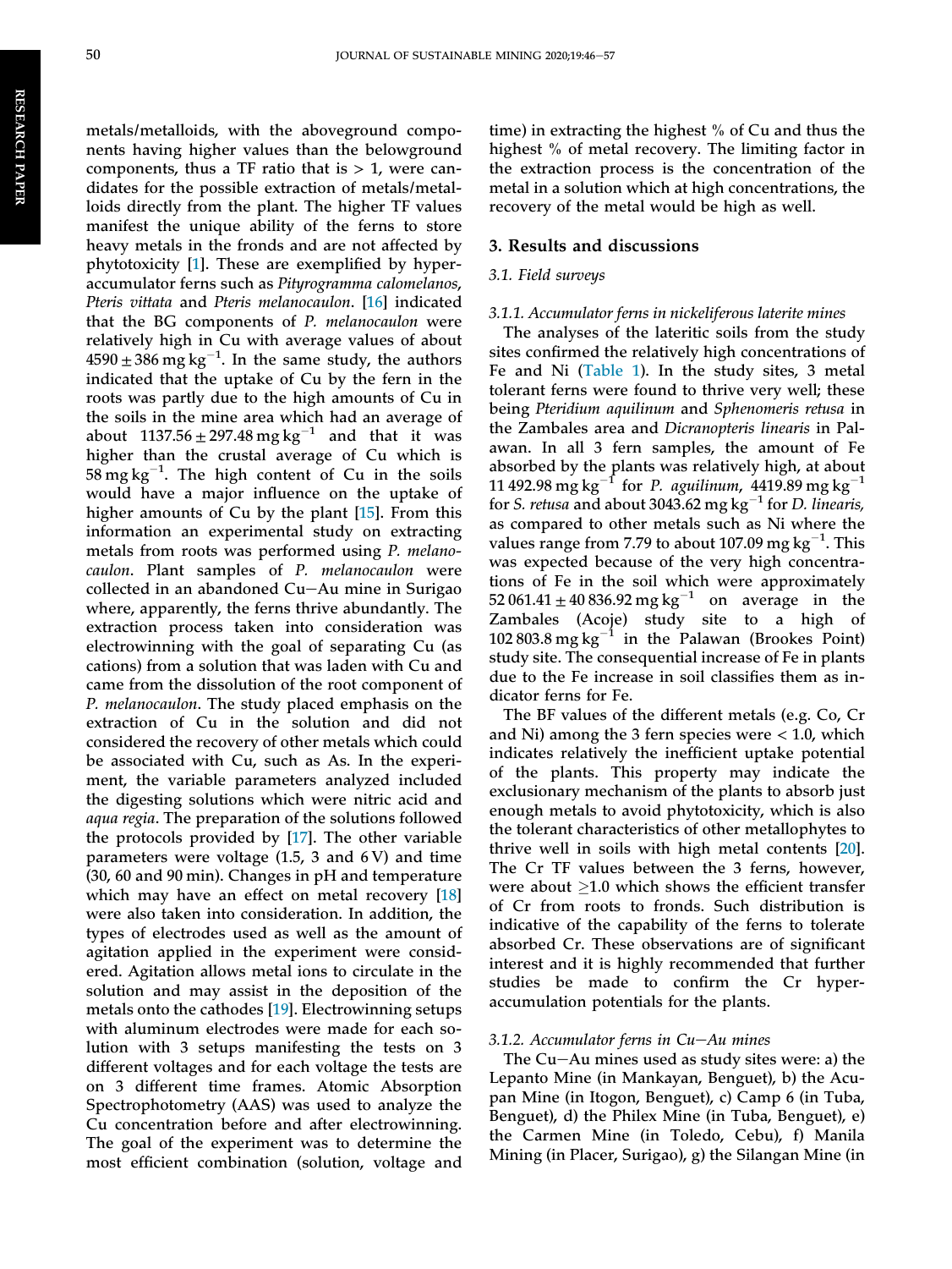metals/metalloids, with the aboveground components having higher values than the belowground components, thus a TF ratio that is > 1, were candidates for the possible extraction of metals/metalloids directly from the plant. The higher TF values manifest the unique ability of the ferns to store heavy metals in the fronds and are not affected by phytotoxicity [1]. These are exemplified by hyperaccumulator ferns such as *Pityrogramma calomelanos*, *Pteris vittata* and *Pteris melanocaulon*. [16] indicated that the BG components of *P. melanocaulon* were relatively high in Cu with average values of about $4590 \pm 386$ mg kg$^{-1}$. In the same study, the authors indicated that the uptake of Cu by the fern in the roots was partly due to the high amounts of Cu in the soils in the mine area which had an average of about $1137.56 \pm 297.48$ mg kg$^{-1}$ and that it was higher than the crustal average of Cu which is 58 mg kg$^{-1}$. The high content of Cu in the soils would have a major influence on the uptake of higher amounts of Cu by the plant [15]. From this information an experimental study on extracting metals from roots was performed using *P. melanocaulon*. Plant samples of *P. melanocaulon* were collected in an abandoned Cu–Au mine in Surigao where, apparently, the ferns thrive abundantly. The extraction process taken into consideration was electrowinning with the goal of separating Cu (as cations) from a solution that was laden with Cu and came from the dissolution of the root component of *P. melanocaulon*. The study placed emphasis on the extraction of Cu in the solution and did not considered the recovery of other metals which could be associated with Cu, such as As. In the experiment, the variable parameters analyzed included the digesting solutions which were nitric acid and *aqua regia*. The preparation of the solutions followed the protocols provided by [17]. The other variable parameters were voltage (1.5, 3 and 6 V) and time (30, 60 and 90 min). Changes in pH and temperature which may have an effect on metal recovery [18] were also taken into consideration. In addition, the types of electrodes used as well as the amount of agitation applied in the experiment were considered. Agitation allows metal ions to circulate in the solution and may assist in the deposition of the metals onto the cathodes [19]. Electrowinning setups with aluminum electrodes were made for each solution with 3 setups manifesting the tests on 3 different voltages and for each voltage the tests are on 3 different time frames. Atomic Absorption Spectrophotometry (AAS) was used to analyze the Cu concentration before and after electrowinning. The goal of the experiment was to determine the most efficient combination (solution, voltage and time) in extracting the highest % of Cu and thus the highest % of metal recovery. The limiting factor in the extraction process is the concentration of the metal in a solution which at high concentrations, the recovery of the metal would be high as well.

## 3. Results and discussions

### 3.1. Field surveys

#### 3.1.1. Accumulator ferns in nickeliferous laterite mines

The analyses of the lateritic soils from the study sites confirmed the relatively high concentrations of Fe and Ni (Table 1). In the study sites, 3 metal tolerant ferns were found to thrive very well; these being *Pteridium aquilinum* and *Sphenomeris retusa* in the Zambales area and *Dicranopteris linearis* in Palawan. In all 3 fern samples, the amount of Fe absorbed by the plants was relatively high, at about 11 492.98 mg kg$^{-1}$ for *P. aguilinum*, 4419.89 mg kg$^{-1}$ for *S. retusa* and about 3043.62 mg kg$^{-1}$ for *D. linearis*, as compared to other metals such as Ni where the values range from 7.79 to about 107.09 mg kg$^{-1}$. This was expected because of the very high concentrations of Fe in the soil which were approximately $52\,061.41 \pm 40\,836.92$ mg kg$^{-1}$ on average in the Zambales (Acoje) study site to a high of 102 803.8 mg kg$^{-1}$ in the Palawan (Brookes Point) study site. The consequential increase of Fe in plants due to the Fe increase in soil classifies them as indicator ferns for Fe.

The BF values of the different metals (e.g. Co, Cr and Ni) among the 3 fern species were < 1.0, which indicates relatively the inefficient uptake potential of the plants. This property may indicate the exclusionary mechanism of the plants to absorb just enough metals to avoid phytotoxicity, which is also the tolerant characteristics of other metallophytes to thrive well in soils with high metal contents [20]. The Cr TF values between the 3 ferns, however, were about ≥1.0 which shows the efficient transfer of Cr from roots to fronds. Such distribution is indicative of the capability of the ferns to tolerate absorbed Cr. These observations are of significant interest and it is highly recommended that further studies be made to confirm the Cr hyperaccumulation potentials for the plants.

#### 3.1.2. Accumulator ferns in Cu–Au mines

The Cu–Au mines used as study sites were: a) the Lepanto Mine (in Mankayan, Benguet), b) the Acupan Mine (in Itogon, Benguet), c) Camp 6 (in Tuba, Benguet), d) the Philex Mine (in Tuba, Benguet), e) the Carmen Mine (in Toledo, Cebu), f) Manila Mining (in Placer, Surigao), g) the Silangan Mine (in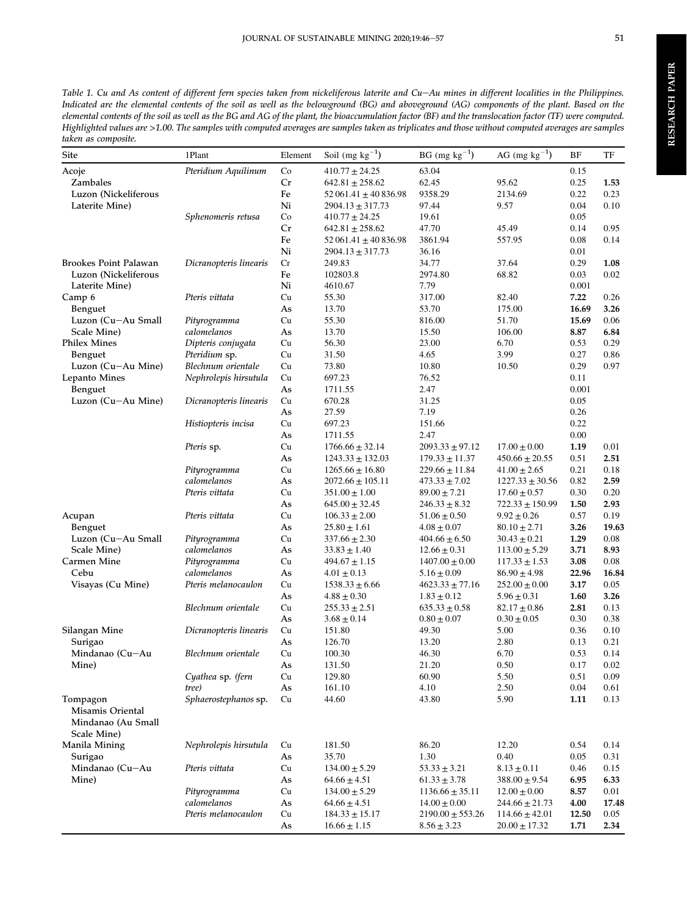*Table 1. Cu and As content of different fern species taken from nickeliferous laterite and Cu–Au mines in different localities in the Philippines. Indicated are the elemental contents of the soil as well as the belowground (BG) and aboveground (AG) components of the plant. Based on the elemental contents of the soil as well as the BG and AG of the plant, the bioaccumulation factor (BF) and the translocation factor (TF) were computed. Highlighted values are >1.00. The samples with computed averages are samples taken as triplicates and those without computed averages are samples taken as composite.*

| Site | 1Plant | Element | Soil (mg $kg^{-1}$) | BG (mg $kg^{-1}$) | AG (mg $kg^{-1}$) | BF | TF |
|---|---|---|---|---|---|---|---|
| Acoje Zambales Luzon (Nickeliferous Laterite Mine) | *Pteridium Aquilinum* | Co | $410.77 \pm 24.25$ | 63.04 | | 0.15 | |
| | | Cr | $642.81 \pm 258.62$ | 62.45 | 95.62 | 0.25 | **1.53** |
| | | Fe | $52\,061.41 \pm 40\,836.98$ | 9358.29 | 2134.69 | 0.22 | 0.23 |
| | | Ni | $2904.13 \pm 317.73$ | 97.44 | 9.57 | 0.04 | 0.10 |
| | *Sphenomeris retusa* | Co | $410.77 \pm 24.25$ | 19.61 | | 0.05 | |
| | | Cr | $642.81 \pm 258.62$ | 47.70 | 45.49 | 0.14 | 0.95 |
| | | Fe | $52\,061.41 \pm 40\,836.98$ | 3861.94 | 557.95 | 0.08 | 0.14 |
| | | Ni | $2904.13 \pm 317.73$ | 36.16 | | 0.01 | |
| Brookes Point Palawan Luzon (Nickeliferous Laterite Mine) | *Dicranopteris linearis* | Cr | 249.83 | 34.77 | 37.64 | 0.29 | **1.08** |
| | | Fe | 102803.8 | 2974.80 | 68.82 | 0.03 | 0.02 |
| | | Ni | 4610.67 | 7.79 | | 0.001 | |
| Camp 6 Benguet Luzon (Cu–Au Small Scale Mine) | *Pteris vittata* | Cu | 55.30 | 317.00 | 82.40 | **7.22** | 0.26 |
| | | As | 13.70 | 53.70 | 175.00 | **16.69** | **3.26** |
| | *Pityrogramma calomelanos* | Cu | 55.30 | 816.00 | 51.70 | **15.69** | 0.06 |
| | | As | 13.70 | 15.50 | 106.00 | **8.87** | **6.84** |
| Philex Mines Benguet Luzon (Cu–Au Mine) | *Dipteris conjugata* | Cu | 56.30 | 23.00 | 6.70 | 0.53 | 0.29 |
| | *Pteridium* sp. | Cu | 31.50 | 4.65 | 3.99 | 0.27 | 0.86 |
| | *Blechnum orientale* | Cu | 73.80 | 10.80 | 10.50 | 0.29 | 0.97 |
| Lepanto Mines Benguet Luzon (Cu–Au Mine) | *Nephrolepis hirsutula* | Cu | 697.23 | 76.52 | | 0.11 | |
| | | As | 1711.55 | 2.47 | | 0.001 | |
| | *Dicranopteris linearis* | Cu | 670.28 | 31.25 | | 0.05 | |
| | | As | 27.59 | 7.19 | | 0.26 | |
| | *Histiopteris incisa* | Cu | 697.23 | 151.66 | | 0.22 | |
| | | As | 1711.55 | 2.47 | | 0.00 | |
| | *Pteris* sp. | Cu | $1766.66 \pm 32.14$ | $2093.33 \pm 97.12$ | $17.00 \pm 0.00$ | **1.19** | 0.01 |
| | | As | $1243.33 \pm 132.03$ | $179.33 \pm 11.37$ | $450.66 \pm 20.55$ | 0.51 | **2.51** |
| | *Pityrogramma calomelanos* | Cu | $1265.66 \pm 16.80$ | $229.66 \pm 11.84$ | $41.00 \pm 2.65$ | 0.21 | 0.18 |
| | | As | $2072.66 \pm 105.11$ | $473.33 \pm 7.02$ | $1227.33 \pm 30.56$ | 0.82 | **2.59** |
| | *Pteris vittata* | Cu | $351.00 \pm 1.00$ | $89.00 \pm 7.21$ | $17.60 \pm 0.57$ | 0.30 | 0.20 |
| | | As | $645.00 \pm 32.45$ | $246.33 \pm 8.32$ | $722.33 \pm 150.99$ | **1.50** | **2.93** |
| Acupan Benguet Luzon (Cu–Au Small Scale Mine) | *Pteris vittata* | Cu | $106.33 \pm 2.00$ | $51.06 \pm 0.50$ | $9.92 \pm 0.26$ | 0.57 | 0.19 |
| | | As | $25.80 \pm 1.61$ | $4.08 \pm 0.07$ | $80.10 \pm 2.71$ | **3.26** | **19.63** |
| | *Pityrogramma calomelanos* | Cu | $337.66 \pm 2.30$ | $404.66 \pm 6.50$ | $30.43 \pm 0.21$ | **1.29** | 0.08 |
| | | As | $33.83 \pm 1.40$ | $12.66 \pm 0.31$ | $113.00 \pm 5.29$ | **3.71** | **8.93** |
| Carmen Mine Cebu Visayas (Cu Mine) | *Pityrogramma calomelanos* | Cu | $494.67 \pm 1.15$ | $1407.00 \pm 0.00$ | $117.33 \pm 1.53$ | **3.08** | 0.08 |
| | | As | $4.01 \pm 0.13$ | $5.16 \pm 0.09$ | $86.90 \pm 4.98$ | **22.96** | **16.84** |
| | *Pteris melanocaulon* | Cu | $1538.33 \pm 6.66$ | $4623.33 \pm 77.16$ | $252.00 \pm 0.00$ | **3.17** | 0.05 |
| | | As | $4.88 \pm 0.30$ | $1.83 \pm 0.12$ | $5.96 \pm 0.31$ | **1.60** | **3.26** |
| | *Blechnum orientale* | Cu | $255.33 \pm 2.51$ | $635.33 \pm 0.58$ | $82.17 \pm 0.86$ | **2.81** | 0.13 |
| | | As | $3.68 \pm 0.14$ | $0.80 \pm 0.07$ | $0.30 \pm 0.05$ | 0.30 | 0.38 |
| Silangan Mine Surigao Mindanao (Cu–Au Mine) | *Dicranopteris linearis* | Cu | 151.80 | 49.30 | 5.00 | 0.36 | 0.10 |
| | | As | 126.70 | 13.20 | 2.80 | 0.13 | 0.21 |
| | *Blechnum orientale* | Cu | 100.30 | 46.30 | 6.70 | 0.53 | 0.14 |
| | | As | 131.50 | 21.20 | 0.50 | 0.17 | 0.02 |
| | *Cyathea* sp. *(fern tree)* | Cu | 129.80 | 60.90 | 5.50 | 0.51 | 0.09 |
| | | As | 161.10 | 4.10 | 2.50 | 0.04 | 0.61 |
| Tompagon Misamis Oriental Mindanao (Au Small Scale Mine) | *Sphaerostephanos* sp. | Cu | 44.60 | 43.80 | 5.90 | **1.11** | 0.13 |
| Manila Mining Surigao Mindanao (Cu–Au Mine) | *Nephrolepis hirsutula* | Cu | 181.50 | 86.20 | 12.20 | 0.54 | 0.14 |
| | | As | 35.70 | 1.30 | 0.40 | 0.05 | 0.31 |
| | *Pteris vittata* | Cu | $134.00 \pm 5.29$ | $53.33 \pm 3.21$ | $8.13 \pm 0.11$ | 0.46 | 0.15 |
| | | As | $64.66 \pm 4.51$ | $61.33 \pm 3.78$ | $388.00 \pm 9.54$ | **6.95** | **6.33** |
| | *Pityrogramma calomelanos* | Cu | $134.00 \pm 5.29$ | $1136.66 \pm 35.11$ | $12.00 \pm 0.00$ | **8.57** | 0.01 |
| | | As | $64.66 \pm 4.51$ | $14.00 \pm 0.00$ | $244.66 \pm 21.73$ | **4.00** | **17.48** |
| | *Pteris melanocaulon* | Cu | $184.33 \pm 15.17$ | $2190.00 \pm 553.26$ | $114.66 \pm 42.01$ | **12.50** | 0.05 |
| | | As | $16.66 \pm 1.15$ | $8.56 \pm 3.23$ | $20.00 \pm 17.32$ | **1.71** | **2.34** |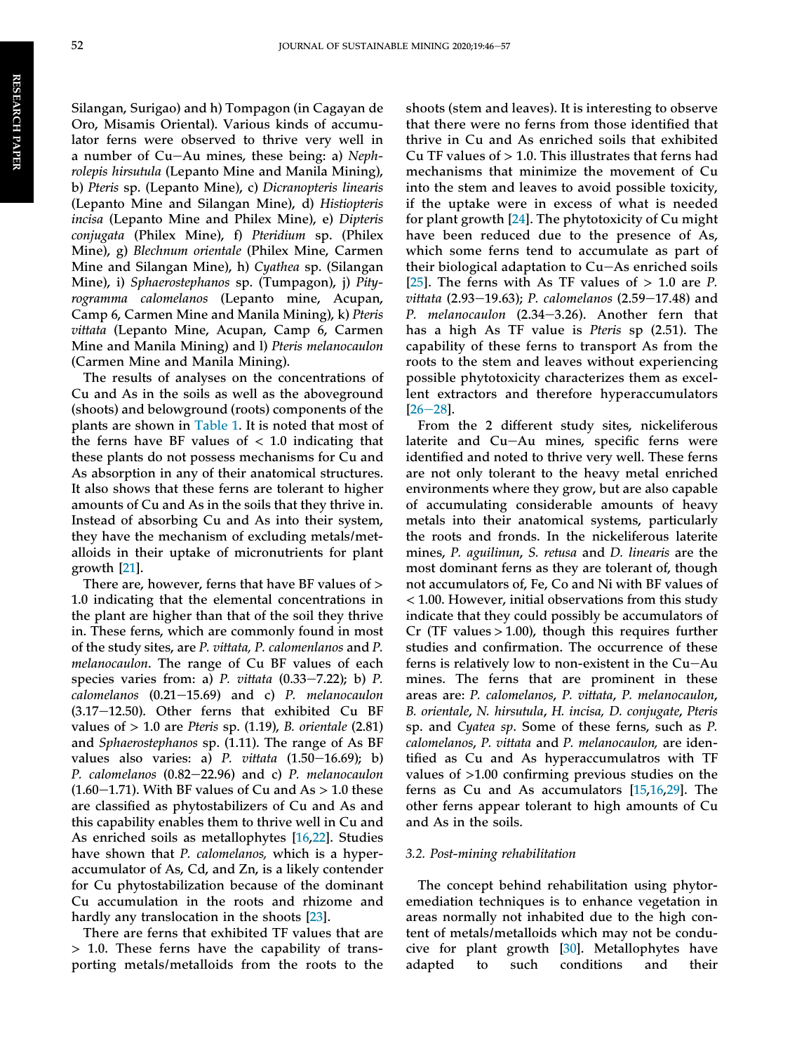Silangan, Surigao) and h) Tompagon (in Cagayan de Oro, Misamis Oriental). Various kinds of accumulator ferns were observed to thrive very well in a number of Cu–Au mines, these being: a) *Nephrolepis hirsutula* (Lepanto Mine and Manila Mining), b) *Pteris* sp. (Lepanto Mine), c) *Dicranopteris linearis* (Lepanto Mine and Silangan Mine), d) *Histiopteris incisa* (Lepanto Mine and Philex Mine), e) *Dipteris conjugata* (Philex Mine), f) *Pteridium* sp. (Philex Mine), g) *Blechnum orientale* (Philex Mine, Carmen Mine and Silangan Mine), h) *Cyathea* sp. (Silangan Mine), i) *Sphaerostephanos* sp. (Tumpagon), j) *Pityrogramma calomelanos* (Lepanto mine, Acupan, Camp 6, Carmen Mine and Manila Mining), k) *Pteris vittata* (Lepanto Mine, Acupan, Camp 6, Carmen Mine and Manila Mining) and l) *Pteris melanocaulon* (Carmen Mine and Manila Mining).

The results of analyses on the concentrations of Cu and As in the soils as well as the aboveground (shoots) and belowground (roots) components of the plants are shown in Table 1. It is noted that most of the ferns have BF values of < 1.0 indicating that these plants do not possess mechanisms for Cu and As absorption in any of their anatomical structures. It also shows that these ferns are tolerant to higher amounts of Cu and As in the soils that they thrive in. Instead of absorbing Cu and As into their system, they have the mechanism of excluding metals/metalloids in their uptake of micronutrients for plant growth [21].

There are, however, ferns that have BF values of > 1.0 indicating that the elemental concentrations in the plant are higher than that of the soil they thrive in. These ferns, which are commonly found in most of the study sites, are *P. vittata, P. calomenlanos* and *P. melanocaulon*. The range of Cu BF values of each species varies from: a) *P. vittata* (0.33–7.22); b) *P. calomelanos* (0.21–15.69) and c) *P. melanocaulon* (3.17–12.50). Other ferns that exhibited Cu BF values of > 1.0 are *Pteris* sp. (1.19), *B. orientale* (2.81) and *Sphaerostephanos* sp. (1.11). The range of As BF values also varies: a) *P. vittata* (1.50–16.69); b) *P. calomelanos* (0.82–22.96) and c) *P. melanocaulon* (1.60–1.71). With BF values of Cu and As > 1.0 these are classified as phytostabilizers of Cu and As and this capability enables them to thrive well in Cu and As enriched soils as metallophytes [16,22]. Studies have shown that *P. calomelanos,* which is a hyperaccumulator of As, Cd, and Zn, is a likely contender for Cu phytostabilization because of the dominant Cu accumulation in the roots and rhizome and hardly any translocation in the shoots [23].

There are ferns that exhibited TF values that are > 1.0. These ferns have the capability of transporting metals/metalloids from the roots to the shoots (stem and leaves). It is interesting to observe that there were no ferns from those identified that thrive in Cu and As enriched soils that exhibited Cu TF values of > 1.0. This illustrates that ferns had mechanisms that minimize the movement of Cu into the stem and leaves to avoid possible toxicity, if the uptake were in excess of what is needed for plant growth [24]. The phytotoxicity of Cu might have been reduced due to the presence of As, which some ferns tend to accumulate as part of their biological adaptation to Cu–As enriched soils [25]. The ferns with As TF values of > 1.0 are *P. vittata* (2.93–19.63); *P. calomelanos* (2.59–17.48) and *P. melanocaulon* (2.34–3.26). Another fern that has a high As TF value is *Pteris* sp (2.51). The capability of these ferns to transport As from the roots to the stem and leaves without experiencing possible phytotoxicity characterizes them as excellent extractors and therefore hyperaccumulators [26–28].

From the 2 different study sites, nickeliferous laterite and Cu–Au mines, specific ferns were identified and noted to thrive very well. These ferns are not only tolerant to the heavy metal enriched environments where they grow, but are also capable of accumulating considerable amounts of heavy metals into their anatomical systems, particularly the roots and fronds. In the nickeliferous laterite mines, *P. aguilinun*, *S. retusa* and *D. linearis* are the most dominant ferns as they are tolerant of, though not accumulators of, Fe, Co and Ni with BF values of < 1.00. However, initial observations from this study indicate that they could possibly be accumulators of Cr (TF values > 1.00), though this requires further studies and confirmation. The occurrence of these ferns is relatively low to non-existent in the Cu–Au mines. The ferns that are prominent in these areas are: *P. calomelanos*, *P. vittata*, *P. melanocaulon*, *B. orientale*, *N. hirsutula*, *H. incisa, D. conjugate*, *Pteris* sp. and *Cyatea sp*. Some of these ferns, such as *P. calomelanos*, *P. vittata* and *P. melanocaulon,* are identified as Cu and As hyperaccumulatros with TF values of >1.00 confirming previous studies on the ferns as Cu and As accumulators [15,16,29]. The other ferns appear tolerant to high amounts of Cu and As in the soils.

### 3.2. Post-mining rehabilitation

The concept behind rehabilitation using phytoremediation techniques is to enhance vegetation in areas normally not inhabited due to the high content of metals/metalloids which may not be conducive for plant growth [30]. Metallophytes have adapted to such conditions and their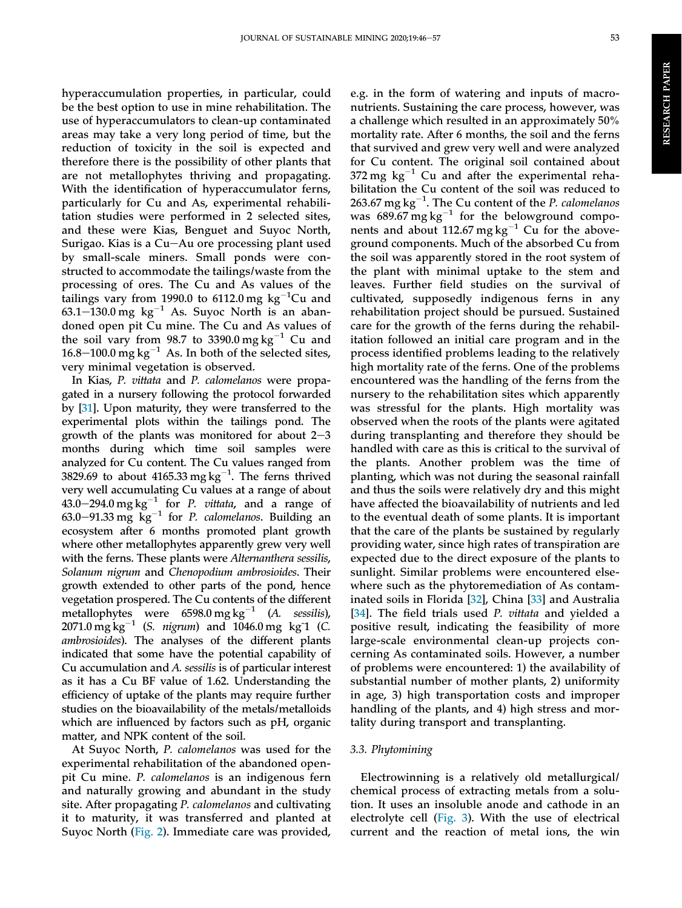hyperaccumulation properties, in particular, could be the best option to use in mine rehabilitation. The use of hyperaccumulators to clean-up contaminated areas may take a very long period of time, but the reduction of toxicity in the soil is expected and therefore there is the possibility of other plants that are not metallophytes thriving and propagating. With the identification of hyperaccumulator ferns, particularly for Cu and As, experimental rehabilitation studies were performed in 2 selected sites, and these were Kias, Benguet and Suyoc North, Surigao. Kias is a Cu–Au ore processing plant used by small-scale miners. Small ponds were constructed to accommodate the tailings/waste from the processing of ores. The Cu and As values of the tailings vary from 1990.0 to 6112.0 mg $kg^{-1}$Cu and 63.1–130.0 mg $kg^{-1}$ As. Suyoc North is an abandoned open pit Cu mine. The Cu and As values of the soil vary from 98.7 to 3390.0 mg $kg^{-1}$ Cu and 16.8–100.0 mg $kg^{-1}$ As. In both of the selected sites, very minimal vegetation is observed.

In Kias, *P. vittata* and *P. calomelanos* were propagated in a nursery following the protocol forwarded by [31]. Upon maturity, they were transferred to the experimental plots within the tailings pond. The growth of the plants was monitored for about 2–3 months during which time soil samples were analyzed for Cu content. The Cu values ranged from 3829.69 to about 4165.33 mg $kg^{-1}$. The ferns thrived very well accumulating Cu values at a range of about 43.0–294.0 mg $kg^{-1}$ for *P. vittata*, and a range of 63.0–91.33 mg $kg^{-1}$ for *P. calomelanos*. Building an ecosystem after 6 months promoted plant growth where other metallophytes apparently grew very well with the ferns. These plants were *Alternanthera sessilis*, *Solanum nigrum* and *Chenopodium ambrosioides*. Their growth extended to other parts of the pond, hence vegetation prospered. The Cu contents of the different metallophytes were 6598.0 mg $kg^{-1}$ (*A. sessilis*), 2071.0 mg $kg^{-1}$ (*S. nigrum*) and 1046.0 mg kg-1 (*C. ambrosioides*). The analyses of the different plants indicated that some have the potential capability of Cu accumulation and *A. sessilis* is of particular interest as it has a Cu BF value of 1.62. Understanding the efficiency of uptake of the plants may require further studies on the bioavailability of the metals/metalloids which are influenced by factors such as pH, organic matter, and NPK content of the soil.

At Suyoc North, *P. calomelanos* was used for the experimental rehabilitation of the abandoned open-pit Cu mine. *P. calomelanos* is an indigenous fern and naturally growing and abundant in the study site. After propagating *P. calomelanos* and cultivating it to maturity, it was transferred and planted at Suyoc North (Fig. 2). Immediate care was provided, e.g. in the form of watering and inputs of macronutrients. Sustaining the care process, however, was a challenge which resulted in an approximately 50% mortality rate. After 6 months, the soil and the ferns that survived and grew very well were analyzed for Cu content. The original soil contained about 372 mg $kg^{-1}$ Cu and after the experimental rehabilitation the Cu content of the soil was reduced to 263.67 mg $kg^{-1}$. The Cu content of the *P. calomelanos* was 689.67 mg $kg^{-1}$ for the belowground components and about 112.67 mg $kg^{-1}$ Cu for the aboveground components. Much of the absorbed Cu from the soil was apparently stored in the root system of the plant with minimal uptake to the stem and leaves. Further field studies on the survival of cultivated, supposedly indigenous ferns in any rehabilitation project should be pursued. Sustained care for the growth of the ferns during the rehabilitation followed an initial care program and in the process identified problems leading to the relatively high mortality rate of the ferns. One of the problems encountered was the handling of the ferns from the nursery to the rehabilitation sites which apparently was stressful for the plants. High mortality was observed when the roots of the plants were agitated during transplanting and therefore they should be handled with care as this is critical to the survival of the plants. Another problem was the time of planting, which was not during the seasonal rainfall and thus the soils were relatively dry and this might have affected the bioavailability of nutrients and led to the eventual death of some plants. It is important that the care of the plants be sustained by regularly providing water, since high rates of transpiration are expected due to the direct exposure of the plants to sunlight. Similar problems were encountered elsewhere such as the phytoremediation of As contaminated soils in Florida [32], China [33] and Australia [34]. The field trials used *P. vittata* and yielded a positive result, indicating the feasibility of more large-scale environmental clean-up projects concerning As contaminated soils. However, a number of problems were encountered: 1) the availability of substantial number of mother plants, 2) uniformity in age, 3) high transportation costs and improper handling of the plants, and 4) high stress and mortality during transport and transplanting.

### 3.3. Phytomining

Electrowinning is a relatively old metallurgical/chemical process of extracting metals from a solution. It uses an insoluble anode and cathode in an electrolyte cell (Fig. 3). With the use of electrical current and the reaction of metal ions, the win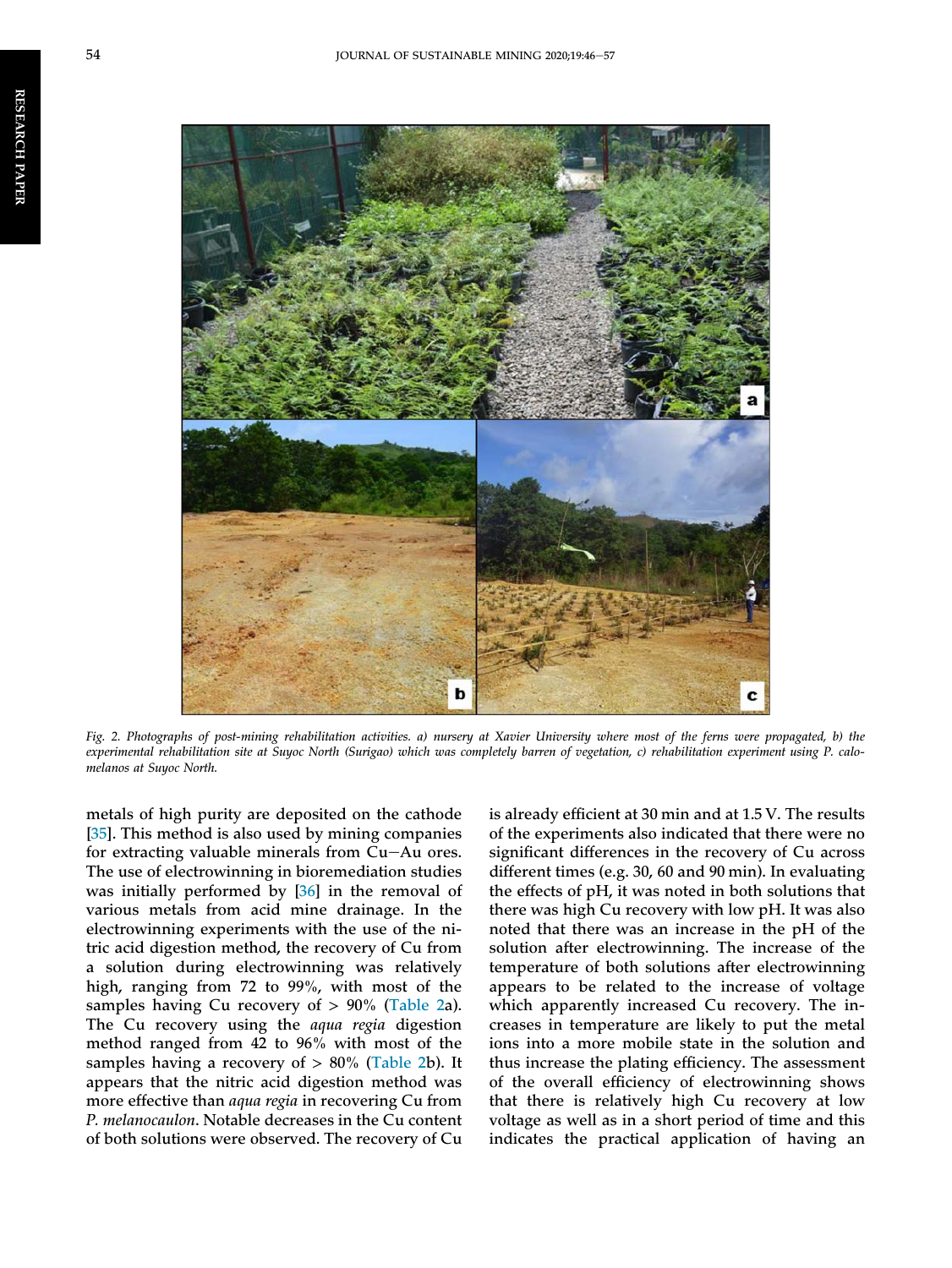Fig. 2. Photographs of post-mining rehabilitation activities. a) nursery at Xavier University where most of the ferns were propagated, b) the experimental rehabilitation site at Suyoc North (Surigao) which was completely barren of vegetation, c) rehabilitation experiment using P. calomelanos at Suyoc North.

metals of high purity are deposited on the cathode [35]. This method is also used by mining companies for extracting valuable minerals from Cu–Au ores. The use of electrowinning in bioremediation studies was initially performed by [36] in the removal of various metals from acid mine drainage. In the electrowinning experiments with the use of the nitric acid digestion method, the recovery of Cu from a solution during electrowinning was relatively high, ranging from 72 to 99%, with most of the samples having Cu recovery of > 90% (Table 2a). The Cu recovery using the *aqua regia* digestion method ranged from 42 to 96% with most of the samples having a recovery of > 80% (Table 2b). It appears that the nitric acid digestion method was more effective than *aqua regia* in recovering Cu from *P. melanocaulon*. Notable decreases in the Cu content of both solutions were observed. The recovery of Cu is already efficient at 30 min and at 1.5 V. The results of the experiments also indicated that there were no significant differences in the recovery of Cu across different times (e.g. 30, 60 and 90 min). In evaluating the effects of pH, it was noted in both solutions that there was high Cu recovery with low pH. It was also noted that there was an increase in the pH of the solution after electrowinning. The increase of the temperature of both solutions after electrowinning appears to be related to the increase of voltage which apparently increased Cu recovery. The increases in temperature are likely to put the metal ions into a more mobile state in the solution and thus increase the plating efficiency. The assessment of the overall efficiency of electrowinning shows that there is relatively high Cu recovery at low voltage as well as in a short period of time and this indicates the practical application of having an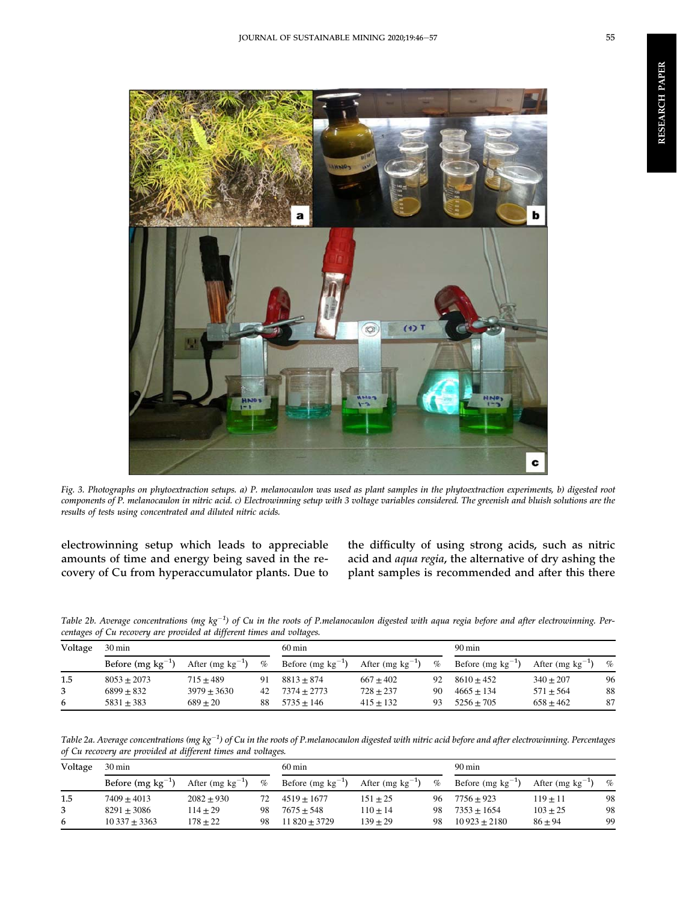Fig. 3. Photographs on phytoextraction setups. a) P. melanocaulon was used as plant samples in the phytoextraction experiments, b) digested root components of P. melanocaulon in nitric acid. c) Electrowinning setup with 3 voltage variables considered. The greenish and bluish solutions are the results of tests using concentrated and diluted nitric acids.

electrowinning setup which leads to appreciable amounts of time and energy being saved in the recovery of Cu from hyperaccumulator plants. Due to the difficulty of using strong acids, such as nitric acid and *aqua regia*, the alternative of dry ashing the plant samples is recommended and after this there

*Table 2b. Average concentrations (mg kg$^{-1}$) of Cu in the roots of P.melanocaulon digested with aqua regia before and after electrowinning. Percentages of Cu recovery are provided at different times and voltages.*

| Voltage | 30 min | | | 60 min | | | 90 min | | |
|---|---|---|---|---|---|---|---|---|---|
| | Before (mg kg$^{-1}$) | After (mg kg$^{-1}$) | % | Before (mg kg$^{-1}$) | After (mg kg$^{-1}$) | % | Before (mg kg$^{-1}$) | After (mg kg$^{-1}$) | % |
| 1.5 | 8053 ± 2073 | 715 ± 489 | 91 | 8813 ± 874 | 667 ± 402 | 92 | 8610 ± 452 | 340 ± 207 | 96 |
| 3 | 6899 ± 832 | 3979 ± 3630 | 42 | 7374 ± 2773 | 728 ± 237 | 90 | 4665 ± 134 | 571 ± 564 | 88 |
| 6 | 5831 ± 383 | 689 ± 20 | 88 | 5735 ± 146 | 415 ± 132 | 93 | 5256 ± 705 | 658 ± 462 | 87 |

*Table 2a. Average concentrations (mg kg$^{-1}$) of Cu in the roots of P.melanocaulon digested with nitric acid before and after electrowinning. Percentages of Cu recovery are provided at different times and voltages.*

| Voltage | 30 min | | | 60 min | | | 90 min | | |
|---|---|---|---|---|---|---|---|---|---|
| | Before (mg kg$^{-1}$) | After (mg kg$^{-1}$) | % | Before (mg kg$^{-1}$) | After (mg kg$^{-1}$) | % | Before (mg kg$^{-1}$) | After (mg kg$^{-1}$) | % |
| 1.5 | 7409 ± 4013 | 2082 ± 930 | 72 | 4519 ± 1677 | 151 ± 25 | 96 | 7756 ± 923 | 119 ± 11 | 98 |
| 3 | 8291 ± 3086 | 114 ± 29 | 98 | 7675 ± 548 | 110 ± 14 | 98 | 7353 ± 1654 | 103 ± 25 | 98 |
| 6 | 10 337 ± 3363 | 178 ± 22 | 98 | 11 820 ± 3729 | 139 ± 29 | 98 | 10 923 ± 2180 | 86 ± 94 | 99 |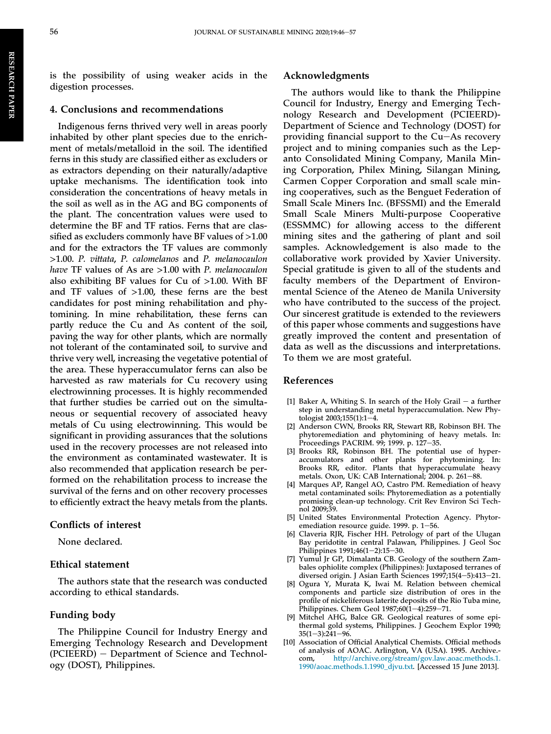is the possibility of using weaker acids in the digestion processes.

## 4. Conclusions and recommendations

Indigenous ferns thrived very well in areas poorly inhabited by other plant species due to the enrichment of metals/metalloid in the soil. The identified ferns in this study are classified either as excluders or as extractors depending on their naturally/adaptive uptake mechanisms. The identification took into consideration the concentrations of heavy metals in the soil as well as in the AG and BG components of the plant. The concentration values were used to determine the BF and TF ratios. Ferns that are classified as excluders commonly have BF values of >1.00 and for the extractors the TF values are commonly >1.00. *P. vittata*, *P. calomelanos* and *P. melanocaulon have* TF values of As are >1.00 with *P. melanocaulon* also exhibiting BF values for Cu of >1.00. With BF and TF values of >1.00, these ferns are the best candidates for post mining rehabilitation and phytomining. In mine rehabilitation, these ferns can partly reduce the Cu and As content of the soil, paving the way for other plants, which are normally not tolerant of the contaminated soil, to survive and thrive very well, increasing the vegetative potential of the area. These hyperaccumulator ferns can also be harvested as raw materials for Cu recovery using electrowinning processes. It is highly recommended that further studies be carried out on the simultaneous or sequential recovery of associated heavy metals of Cu using electrowinning. This would be significant in providing assurances that the solutions used in the recovery processes are not released into the environment as contaminated wastewater. It is also recommended that application research be performed on the rehabilitation process to increase the survival of the ferns and on other recovery processes to efficiently extract the heavy metals from the plants.

## Conflicts of interest

None declared.

## Ethical statement

The authors state that the research was conducted according to ethical standards.

## Funding body

The Philippine Council for Industry Energy and Emerging Technology Research and Development (PCIEERD) − Department of Science and Technology (DOST), Philippines.

## Acknowledgments

The authors would like to thank the Philippine Council for Industry, Energy and Emerging Technology Research and Development (PCIEERD)-Department of Science and Technology (DOST) for providing financial support to the Cu−As recovery project and to mining companies such as the Lepanto Consolidated Mining Company, Manila Mining Corporation, Philex Mining, Silangan Mining, Carmen Copper Corporation and small scale mining cooperatives, such as the Benguet Federation of Small Scale Miners Inc. (BFSSMI) and the Emerald Small Scale Miners Multi-purpose Cooperative (ESSMMC) for allowing access to the different mining sites and the gathering of plant and soil samples. Acknowledgement is also made to the collaborative work provided by Xavier University. Special gratitude is given to all of the students and faculty members of the Department of Environmental Science of the Ateneo de Manila University who have contributed to the success of the project. Our sincerest gratitude is extended to the reviewers of this paper whose comments and suggestions have greatly improved the content and presentation of data as well as the discussions and interpretations. To them we are most grateful.

## References

[1] Baker A, Whiting S. In search of the Holy Grail − a further step in understanding metal hyperaccumulation. New Phytologist 2003;155(1):1−4.

[2] Anderson CWN, Brooks RR, Stewart RB, Robinson BH. The phytoremediation and phytomining of heavy metals. In: Proceedings PACRIM. 99; 1999. p. 127−35.

[3] Brooks RR, Robinson BH. The potential use of hyperaccumulators and other plants for phytomining. In: Brooks RR, editor. Plants that hyperaccumulate heavy metals. Oxon, UK: CAB International; 2004. p. 261−88.

[4] Marques AP, Rangel AO, Castro PM. Remediation of heavy metal contaminated soils: Phytoremediation as a potentially promising clean-up technology. Crit Rev Environ Sci Technol 2009;39.

[5] United States Environmental Protection Agency. Phytoremediation resource guide. 1999. p. 1−56.

[6] Claveria RJR, Fischer HH. Petrology of part of the Ulugan Bay peridotite in central Palawan, Philippines. J Geol Soc Philippines 1991;46(1−2):15−30.

[7] Yumul Jr GP, Dimalanta CB. Geology of the southern Zambales ophiolite complex (Philippines): Juxtaposed terranes of diversed origin. J Asian Earth Sciences 1997;15(4−5):413−21.

[8] Ogura Y, Murata K, Iwai M. Relation between chemical components and particle size distribution of ores in the profile of nickeliferous laterite deposits of the Rio Tuba mine, Philippines. Chem Geol 1987;60(1−4):259−71.

[9] Mitchel AHG, Balce GR. Geological reatures of some epithermal gold systems, Philippines. J Geochem Explor 1990; 35(1−3):241−96.

[10] Association of Official Analytical Chemists. Official methods of analysis of AOAC. Arlington, VA (USA). 1995. Archive.-com, http://archive.org/stream/gov.law.aoac.methods.1.1990/aoac.methods.1.1990_djvu.txt. [Accessed 15 June 2013].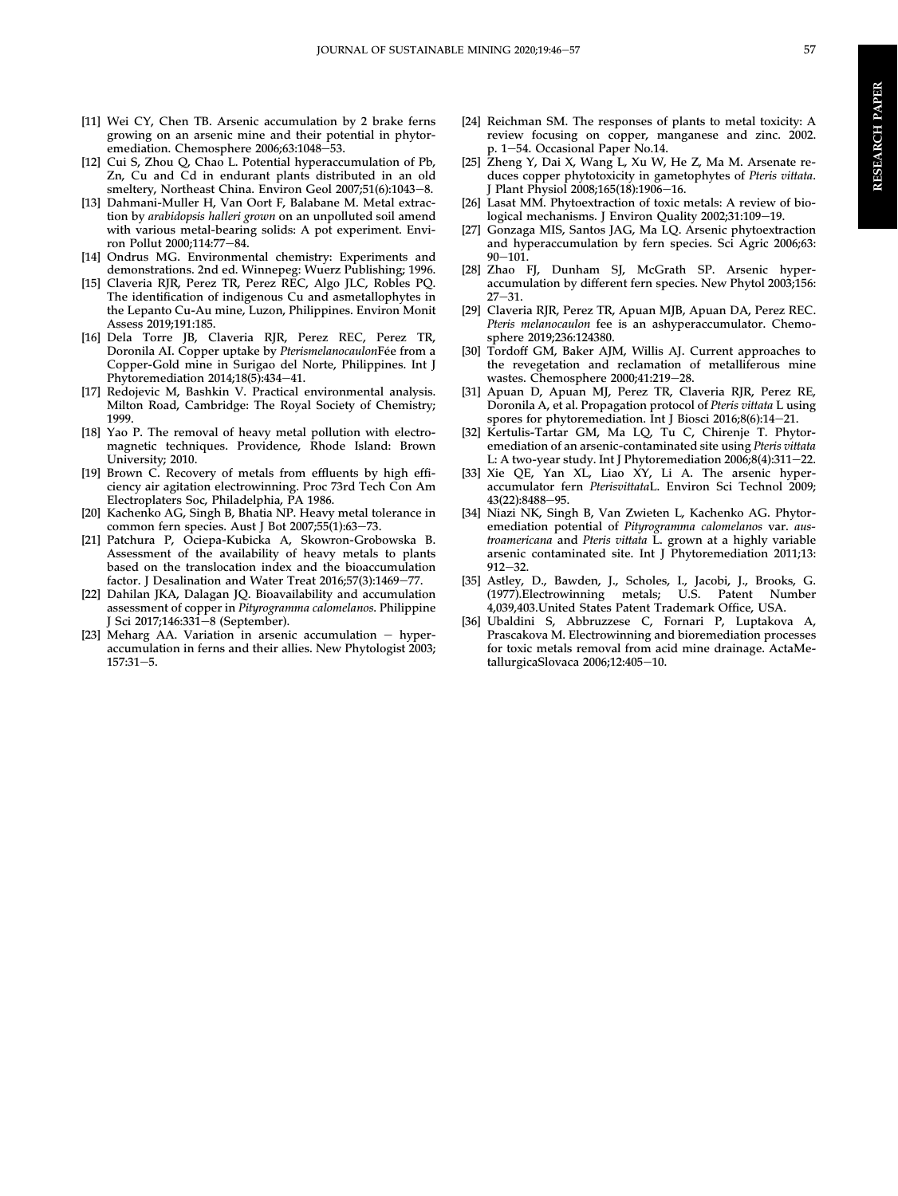[11] Wei CY, Chen TB. Arsenic accumulation by 2 brake ferns growing on an arsenic mine and their potential in phytoremediation. Chemosphere 2006;63:1048–53.

[12] Cui S, Zhou Q, Chao L. Potential hyperaccumulation of Pb, Zn, Cu and Cd in endurant plants distributed in an old smeltery, Northeast China. Environ Geol 2007;51(6):1043–8.

[13] Dahmani-Muller H, Van Oort F, Balabane M. Metal extraction by *arabidopsis halleri grown* on an unpolluted soil amend with various metal-bearing solids: A pot experiment. Environ Pollut 2000;114:77–84.

[14] Ondrus MG. Environmental chemistry: Experiments and demonstrations. 2nd ed. Winnepeg: Wuerz Publishing; 1996.

[15] Claveria RJR, Perez TR, Perez REC, Algo JLC, Robles PQ. The identification of indigenous Cu and asmetallophytes in the Lepanto Cu-Au mine, Luzon, Philippines. Environ Monit Assess 2019;191:185.

[16] Dela Torre JB, Claveria RJR, Perez REC, Perez TR, Doronila AI. Copper uptake by *Pterismelanocaulon*Fée from a Copper-Gold mine in Surigao del Norte, Philippines. Int J Phytoremediation 2014;18(5):434–41.

[17] Redojevic M, Bashkin V. Practical environmental analysis. Milton Road, Cambridge: The Royal Society of Chemistry; 1999.

[18] Yao P. The removal of heavy metal pollution with electromagnetic techniques. Providence, Rhode Island: Brown University; 2010.

[19] Brown C. Recovery of metals from effluents by high efficiency air agitation electrowinning. Proc 73rd Tech Con Am Electroplaters Soc, Philadelphia, PA 1986.

[20] Kachenko AG, Singh B, Bhatia NP. Heavy metal tolerance in common fern species. Aust J Bot 2007;55(1):63–73.

[21] Patchura P, Ociepa-Kubicka A, Skowron-Grobowska B. Assessment of the availability of heavy metals to plants based on the translocation index and the bioaccumulation factor. J Desalination and Water Treat 2016;57(3):1469–77.

[22] Dahilan JKA, Dalagan JQ. Bioavailability and accumulation assessment of copper in *Pityrogramma calomelanos*. Philippine J Sci 2017;146:331–8 (September).

[23] Meharg AA. Variation in arsenic accumulation – hyperaccumulation in ferns and their allies. New Phytologist 2003; 157:31–5.

[24] Reichman SM. The responses of plants to metal toxicity: A review focusing on copper, manganese and zinc. 2002. p. 1–54. Occasional Paper No.14.

[25] Zheng Y, Dai X, Wang L, Xu W, He Z, Ma M. Arsenate reduces copper phytotoxicity in gametophytes of *Pteris vittata*. J Plant Physiol 2008;165(18):1906–16.

[26] Lasat MM. Phytoextraction of toxic metals: A review of biological mechanisms. J Environ Quality 2002;31:109–19.

[27] Gonzaga MIS, Santos JAG, Ma LQ. Arsenic phytoextraction and hyperaccumulation by fern species. Sci Agric 2006;63: 90–101.

[28] Zhao FJ, Dunham SJ, McGrath SP. Arsenic hyperaccumulation by different fern species. New Phytol 2003;156: 27–31.

[29] Claveria RJR, Perez TR, Apuan MJB, Apuan DA, Perez REC. *Pteris melanocaulon* fee is an ashyperaccumulator. Chemosphere 2019;236:124380.

[30] Tordoff GM, Baker AJM, Willis AJ. Current approaches to the revegetation and reclamation of metalliferous mine wastes. Chemosphere 2000;41:219–28.

[31] Apuan D, Apuan MJ, Perez TR, Claveria RJR, Perez RE, Doronila A, et al. Propagation protocol of *Pteris vittata* L using spores for phytoremediation. Int J Biosci 2016;8(6):14–21.

[32] Kertulis-Tartar GM, Ma LQ, Tu C, Chirenje T. Phytoremediation of an arsenic-contaminated site using *Pteris vittata* L: A two-year study. Int J Phytoremediation 2006;8(4):311–22.

[33] Xie QE, Yan XL, Liao XY, Li A. The arsenic hyperaccumulator fern *Pterisvittata*L. Environ Sci Technol 2009; 43(22):8488–95.

[34] Niazi NK, Singh B, Van Zwieten L, Kachenko AG. Phytoremediation potential of *Pityrogramma calomelanos* var. *austroamericana* and *Pteris vittata* L. grown at a highly variable arsenic contaminated site. Int J Phytoremediation 2011;13: 912–32.

[35] Astley, D., Bawden, J., Scholes, I., Jacobi, J., Brooks, G. (1977).Electrowinning metals; U.S. Patent Number 4,039,403.United States Patent Trademark Office, USA.

[36] Ubaldini S, Abbruzzese C, Fornari P, Luptakova A, Prascakova M. Electrowinning and bioremediation processes for toxic metals removal from acid mine drainage. ActaMetallurgicaSlovaca 2006;12:405–10.